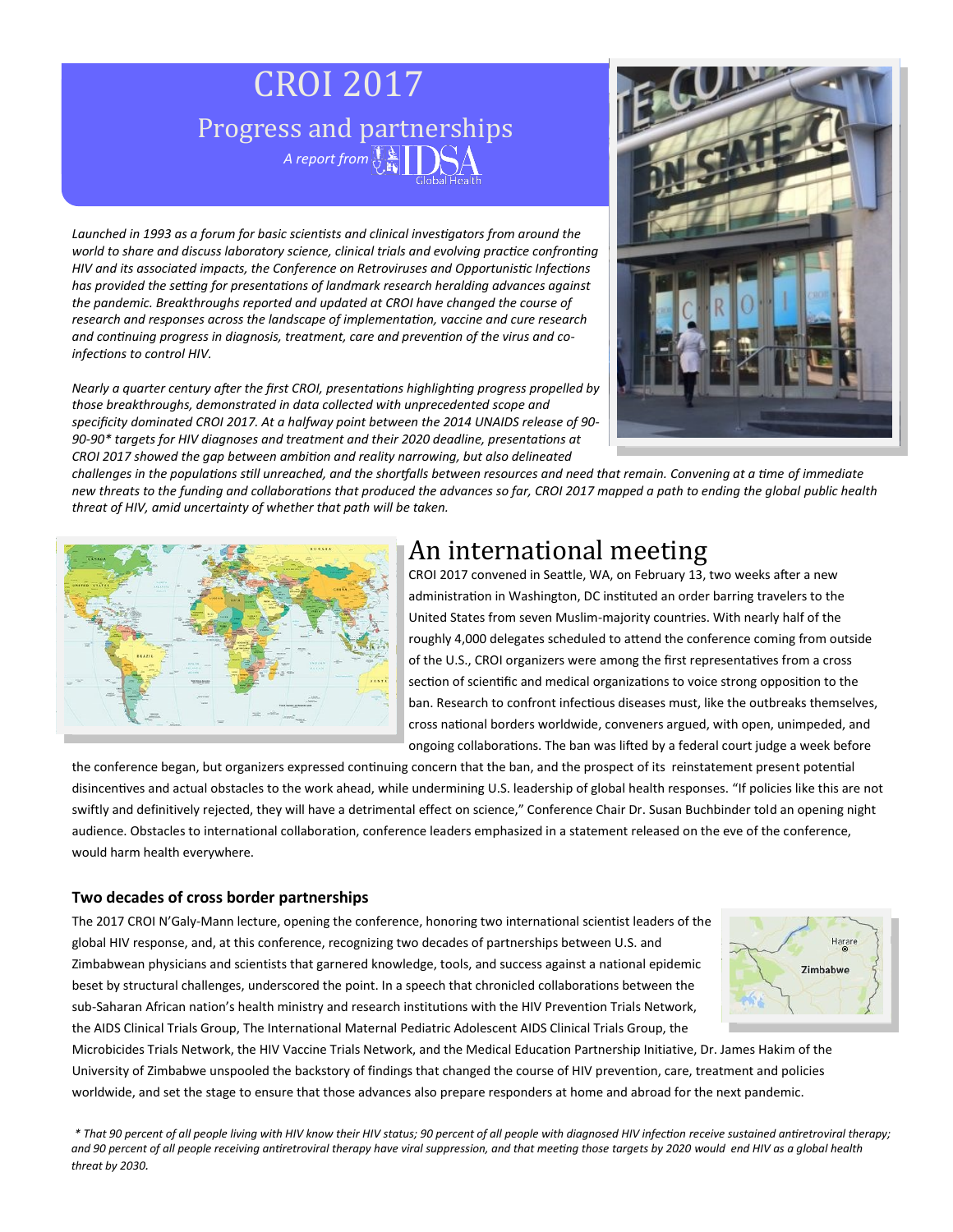# CROI 2017

## Progress and partnerships

*A report from* IDSA Global Health

*Launched in 1993 as a forum for basic scientists and clinical investigators from around the world to share and discuss laboratory science, clinical trials and evolving practice confronting HIV and its associated impacts, the Conference on Retroviruses and Opportunistic Infections has provided the setting for presentations of landmark research heralding advances against the pandemic. Breakthroughs reported and updated at CROI have changed the course of research and responses across the landscape of implementation, vaccine and cure research and continuing progress in diagnosis, treatment, care and prevention of the virus and co-infections to control HIV.*

*Nearly a quarter century after the first CROI, presentations highlighting progress propelled by those breakthroughs, demonstrated in data collected with unprecedented scope and specificity dominated CROI 2017. At a halfway point between the 2014 UNAIDS release of 90-90-90* targets for HIV diagnoses and treatment and their 2020 deadline, presentations at CROI 2017 showed the gap between ambition and reality narrowing, but also delineated challenges in the populations still unreached, and the shortfalls between resources and need that remain. Convening at a time of immediate new threats to the funding and collaborations that produced the advances so far, CROI 2017 mapped a path to ending the global public health threat of HIV, amid uncertainty of whether that path will be taken.*

## An international meeting

CROI 2017 convened in Seattle, WA, on February 13, two weeks after a new administration in Washington, DC instituted an order barring travelers to the United States from seven Muslim-majority countries. With nearly half of the roughly 4,000 delegates scheduled to attend the conference coming from outside of the U.S., CROI organizers were among the first representatives from a cross section of scientific and medical organizations to voice strong opposition to the ban. Research to confront infectious diseases must, like the outbreaks themselves, cross national borders worldwide, conveners argued, with open, unimpeded, and ongoing collaborations. The ban was lifted by a federal court judge a week before the conference began, but organizers expressed continuing concern that the ban, and the prospect of its reinstatement present potential disincentives and actual obstacles to the work ahead, while undermining U.S. leadership of global health responses. "If policies like this are not swiftly and definitively rejected, they will have a detrimental effect on science," Conference Chair Dr. Susan Buchbinder told an opening night audience. Obstacles to international collaboration, conference leaders emphasized in a statement released on the eve of the conference, would harm health everywhere.

### Two decades of cross border partnerships

The 2017 CROI N'Galy-Mann lecture, opening the conference, honoring two international scientist leaders of the global HIV response, and, at this conference, recognizing two decades of partnerships between U.S. and Zimbabwean physicians and scientists that garnered knowledge, tools, and success against a national epidemic beset by structural challenges, underscored the point. In a speech that chronicled collaborations between the sub-Saharan African nation's health ministry and research institutions with the HIV Prevention Trials Network, the AIDS Clinical Trials Group, The International Maternal Pediatric Adolescent AIDS Clinical Trials Group, the Microbicides Trials Network, the HIV Vaccine Trials Network, and the Medical Education Partnership Initiative, Dr. James Hakim of the University of Zimbabwe unspooled the backstory of findings that changed the course of HIV prevention, care, treatment and policies worldwide, and set the stage to ensure that those advances also prepare responders at home and abroad for the next pandemic.

*\* That 90 percent of all people living with HIV know their HIV status; 90 percent of all people with diagnosed HIV infection receive sustained antiretroviral therapy; and 90 percent of all people receiving antiretroviral therapy have viral suppression, and that meeting those targets by 2020 would end HIV as a global health threat by 2030.*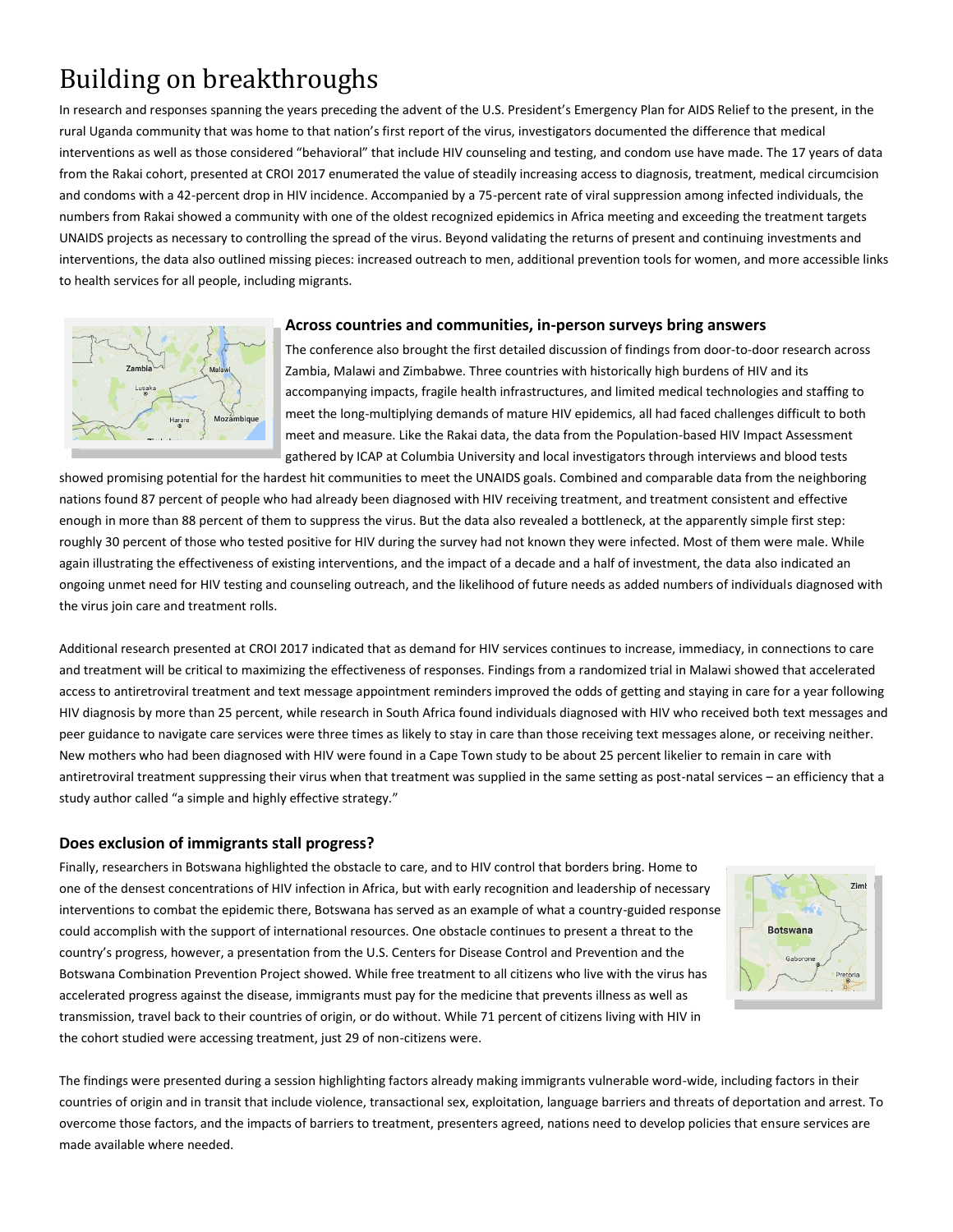# Building on breakthroughs

In research and responses spanning the years preceding the advent of the U.S. President's Emergency Plan for AIDS Relief to the present, in the rural Uganda community that was home to that nation's first report of the virus, investigators documented the difference that medical interventions as well as those considered "behavioral" that include HIV counseling and testing, and condom use have made. The 17 years of data from the Rakai cohort, presented at CROI 2017 enumerated the value of steadily increasing access to diagnosis, treatment, medical circumcision and condoms with a 42-percent drop in HIV incidence. Accompanied by a 75-percent rate of viral suppression among infected individuals, the numbers from Rakai showed a community with one of the oldest recognized epidemics in Africa meeting and exceeding the treatment targets UNAIDS projects as necessary to controlling the spread of the virus. Beyond validating the returns of present and continuing investments and interventions, the data also outlined missing pieces: increased outreach to men, additional prevention tools for women, and more accessible links to health services for all people, including migrants.

### Across countries and communities, in-person surveys bring answers

The conference also brought the first detailed discussion of findings from door-to-door research across Zambia, Malawi and Zimbabwe. Three countries with historically high burdens of HIV and its accompanying impacts, fragile health infrastructures, and limited medical technologies and staffing to meet the long-multiplying demands of mature HIV epidemics, all had faced challenges difficult to both meet and measure. Like the Rakai data, the data from the Population-based HIV Impact Assessment gathered by ICAP at Columbia University and local investigators through interviews and blood tests showed promising potential for the hardest hit communities to meet the UNAIDS goals. Combined and comparable data from the neighboring nations found 87 percent of people who had already been diagnosed with HIV receiving treatment, and treatment consistent and effective enough in more than 88 percent of them to suppress the virus. But the data also revealed a bottleneck, at the apparently simple first step: roughly 30 percent of those who tested positive for HIV during the survey had not known they were infected. Most of them were male. While again illustrating the effectiveness of existing interventions, and the impact of a decade and a half of investment, the data also indicated an ongoing unmet need for HIV testing and counseling outreach, and the likelihood of future needs as added numbers of individuals diagnosed with the virus join care and treatment rolls.

Additional research presented at CROI 2017 indicated that as demand for HIV services continues to increase, immediacy, in connections to care and treatment will be critical to maximizing the effectiveness of responses. Findings from a randomized trial in Malawi showed that accelerated access to antiretroviral treatment and text message appointment reminders improved the odds of getting and staying in care for a year following HIV diagnosis by more than 25 percent, while research in South Africa found individuals diagnosed with HIV who received both text messages and peer guidance to navigate care services were three times as likely to stay in care than those receiving text messages alone, or receiving neither. New mothers who had been diagnosed with HIV were found in a Cape Town study to be about 25 percent likelier to remain in care with antiretroviral treatment suppressing their virus when that treatment was supplied in the same setting as post-natal services – an efficiency that a study author called "a simple and highly effective strategy."

### Does exclusion of immigrants stall progress?

Finally, researchers in Botswana highlighted the obstacle to care, and to HIV control that borders bring. Home to one of the densest concentrations of HIV infection in Africa, but with early recognition and leadership of necessary interventions to combat the epidemic there, Botswana has served as an example of what a country-guided response could accomplish with the support of international resources. One obstacle continues to present a threat to the country's progress, however, a presentation from the U.S. Centers for Disease Control and Prevention and the Botswana Combination Prevention Project showed. While free treatment to all citizens who live with the virus has accelerated progress against the disease, immigrants must pay for the medicine that prevents illness as well as transmission, travel back to their countries of origin, or do without. While 71 percent of citizens living with HIV in the cohort studied were accessing treatment, just 29 of non-citizens were.

The findings were presented during a session highlighting factors already making immigrants vulnerable word-wide, including factors in their countries of origin and in transit that include violence, transactional sex, exploitation, language barriers and threats of deportation and arrest. To overcome those factors, and the impacts of barriers to treatment, presenters agreed, nations need to develop policies that ensure services are made available where needed.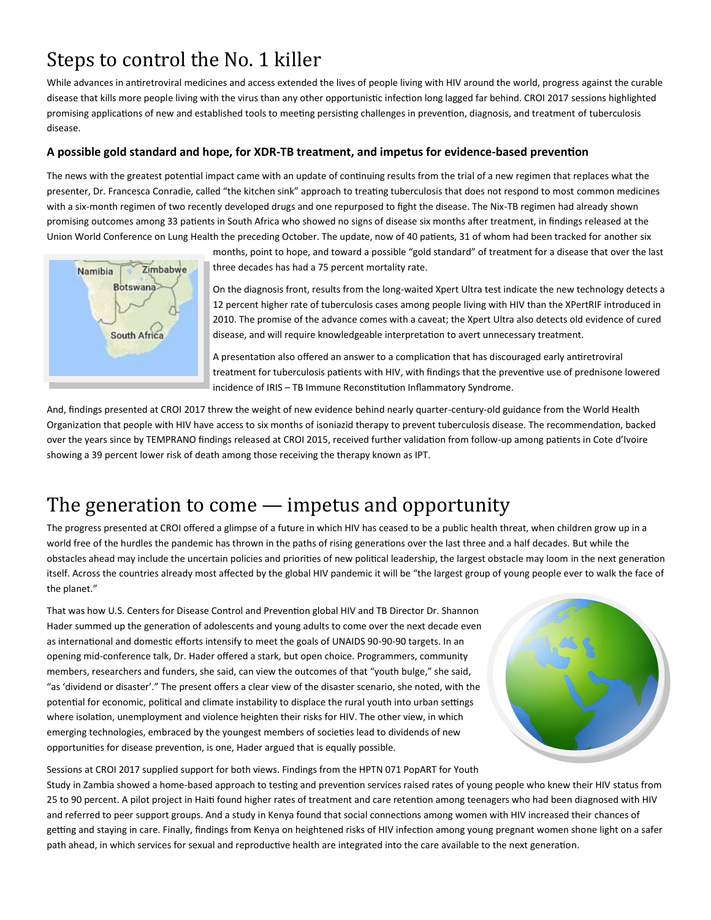# Steps to control the No. 1 killer

While advances in antiretroviral medicines and access extended the lives of people living with HIV around the world, progress against the curable disease that kills more people living with the virus than any other opportunistic infection long lagged far behind. CROI 2017 sessions highlighted promising applications of new and established tools to meeting persisting challenges in prevention, diagnosis, and treatment of tuberculosis disease.

### A possible gold standard and hope, for XDR-TB treatment, and impetus for evidence-based prevention

The news with the greatest potential impact came with an update of continuing results from the trial of a new regimen that replaces what the presenter, Dr. Francesca Conradie, called "the kitchen sink" approach to treating tuberculosis that does not respond to most common medicines with a six-month regimen of two recently developed drugs and one repurposed to fight the disease. The Nix-TB regimen had already shown promising outcomes among 33 patients in South Africa who showed no signs of disease six months after treatment, in findings released at the Union World Conference on Lung Health the preceding October. The update, now of 40 patients, 31 of whom had been tracked for another six months, point to hope, and toward a possible "gold standard" of treatment for a disease that over the last three decades has had a 75 percent mortality rate.

On the diagnosis front, results from the long-waited Xpert Ultra test indicate the new technology detects a 12 percent higher rate of tuberculosis cases among people living with HIV than the XPertRIF introduced in 2010. The promise of the advance comes with a caveat; the Xpert Ultra also detects old evidence of cured disease, and will require knowledgeable interpretation to avert unnecessary treatment.

A presentation also offered an answer to a complication that has discouraged early antiretroviral treatment for tuberculosis patients with HIV, with findings that the preventive use of prednisone lowered incidence of IRIS – TB Immune Reconstitution Inflammatory Syndrome.

And, findings presented at CROI 2017 threw the weight of new evidence behind nearly quarter-century-old guidance from the World Health Organization that people with HIV have access to six months of isoniazid therapy to prevent tuberculosis disease. The recommendation, backed over the years since by TEMPRANO findings released at CROI 2015, received further validation from follow-up among patients in Cote d'Ivoire showing a 39 percent lower risk of death among those receiving the therapy known as IPT.

# The generation to come — impetus and opportunity

The progress presented at CROI offered a glimpse of a future in which HIV has ceased to be a public health threat, when children grow up in a world free of the hurdles the pandemic has thrown in the paths of rising generations over the last three and a half decades. But while the obstacles ahead may include the uncertain policies and priorities of new political leadership, the largest obstacle may loom in the next generation itself. Across the countries already most affected by the global HIV pandemic it will be "the largest group of young people ever to walk the face of the planet."

That was how U.S. Centers for Disease Control and Prevention global HIV and TB Director Dr. Shannon Hader summed up the generation of adolescents and young adults to come over the next decade even as international and domestic efforts intensify to meet the goals of UNAIDS 90-90-90 targets. In an opening mid-conference talk, Dr. Hader offered a stark, but open choice. Programmers, community members, researchers and funders, she said, can view the outcomes of that "youth bulge," she said, "as 'dividend or disaster'." The present offers a clear view of the disaster scenario, she noted, with the potential for economic, political and climate instability to displace the rural youth into urban settings where isolation, unemployment and violence heighten their risks for HIV. The other view, in which emerging technologies, embraced by the youngest members of societies lead to dividends of new opportunities for disease prevention, is one, Hader argued that is equally possible.

Sessions at CROI 2017 supplied support for both views. Findings from the HPTN 071 PopART for Youth Study in Zambia showed a home-based approach to testing and prevention services raised rates of young people who knew their HIV status from 25 to 90 percent. A pilot project in Haiti found higher rates of treatment and care retention among teenagers who had been diagnosed with HIV and referred to peer support groups. And a study in Kenya found that social connections among women with HIV increased their chances of getting and staying in care. Finally, findings from Kenya on heightened risks of HIV infection among young pregnant women shone light on a safer path ahead, in which services for sexual and reproductive health are integrated into the care available to the next generation.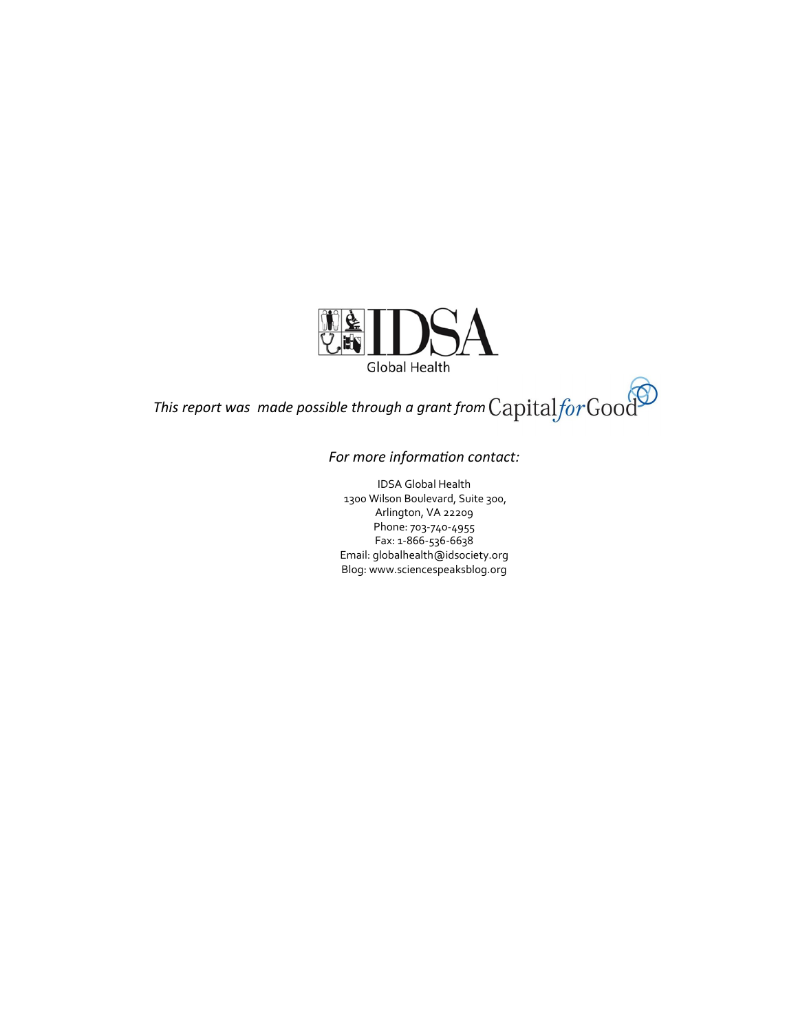IDSA

Global Health

*This report was made possible through a grant from* Capital *for* Good

*For more information contact:*

IDSA Global Health
1300 Wilson Boulevard, Suite 300,
Arlington, VA 22209
Phone: 703-740-4955
Fax: 1-866-536-6638
Email: globalhealth@idsociety.org
Blog: www.sciencespeaksblog.org